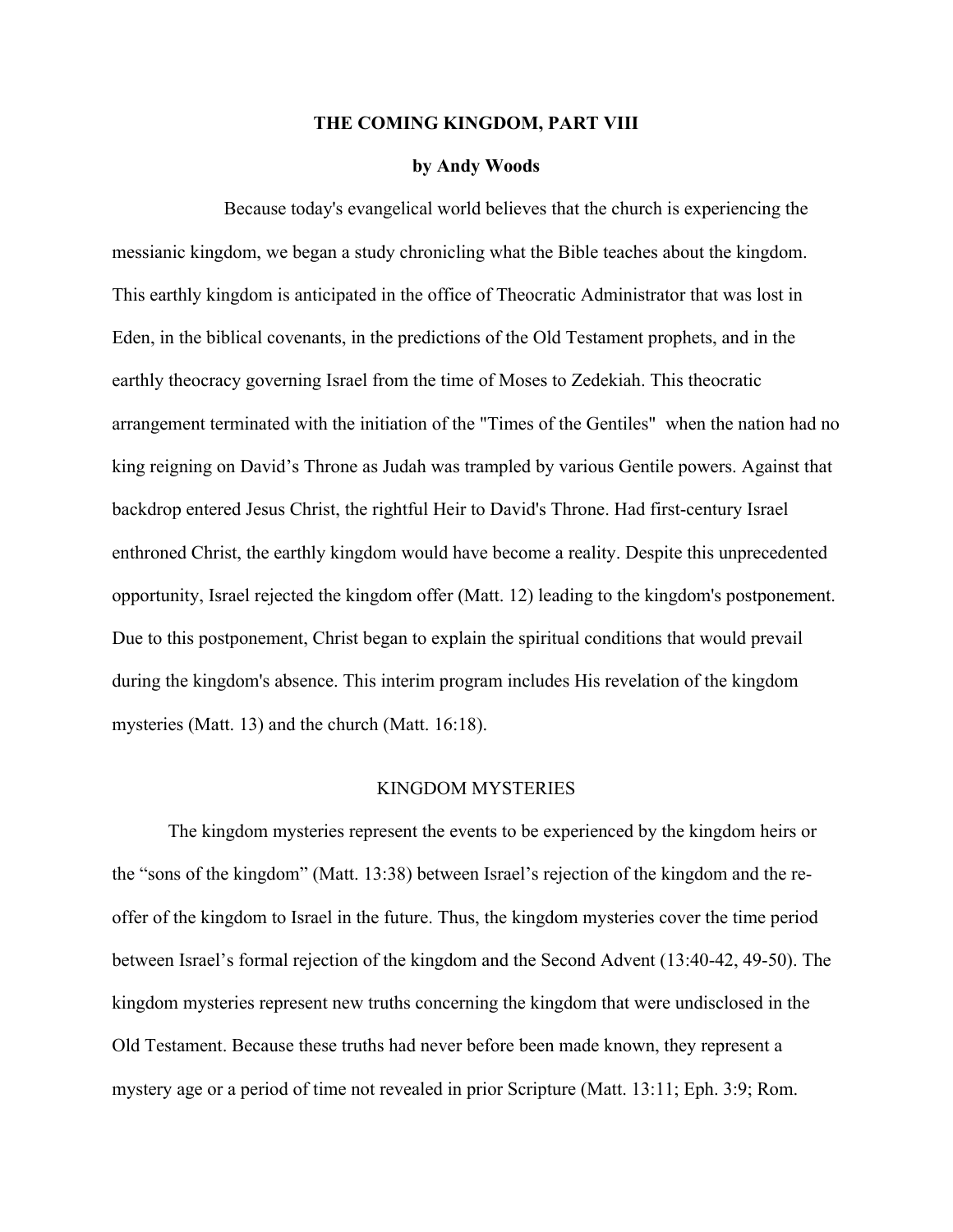# THE COMING KINGDOM, PART VIII

**by Andy Woods**

Because today's evangelical world believes that the church is experiencing the messianic kingdom, we began a study chronicling what the Bible teaches about the kingdom. This earthly kingdom is anticipated in the office of Theocratic Administrator that was lost in Eden, in the biblical covenants, in the predictions of the Old Testament prophets, and in the earthly theocracy governing Israel from the time of Moses to Zedekiah. This theocratic arrangement terminated with the initiation of the "Times of the Gentiles" when the nation had no king reigning on David's Throne as Judah was trampled by various Gentile powers. Against that backdrop entered Jesus Christ, the rightful Heir to David's Throne. Had first-century Israel enthroned Christ, the earthly kingdom would have become a reality. Despite this unprecedented opportunity, Israel rejected the kingdom offer (Matt. 12) leading to the kingdom's postponement. Due to this postponement, Christ began to explain the spiritual conditions that would prevail during the kingdom's absence. This interim program includes His revelation of the kingdom mysteries (Matt. 13) and the church (Matt. 16:18).

## KINGDOM MYSTERIES

The kingdom mysteries represent the events to be experienced by the kingdom heirs or the "sons of the kingdom" (Matt. 13:38) between Israel's rejection of the kingdom and the re-offer of the kingdom to Israel in the future. Thus, the kingdom mysteries cover the time period between Israel's formal rejection of the kingdom and the Second Advent (13:40-42, 49-50). The kingdom mysteries represent new truths concerning the kingdom that were undisclosed in the Old Testament. Because these truths had never before been made known, they represent a mystery age or a period of time not revealed in prior Scripture (Matt. 13:11; Eph. 3:9; Rom.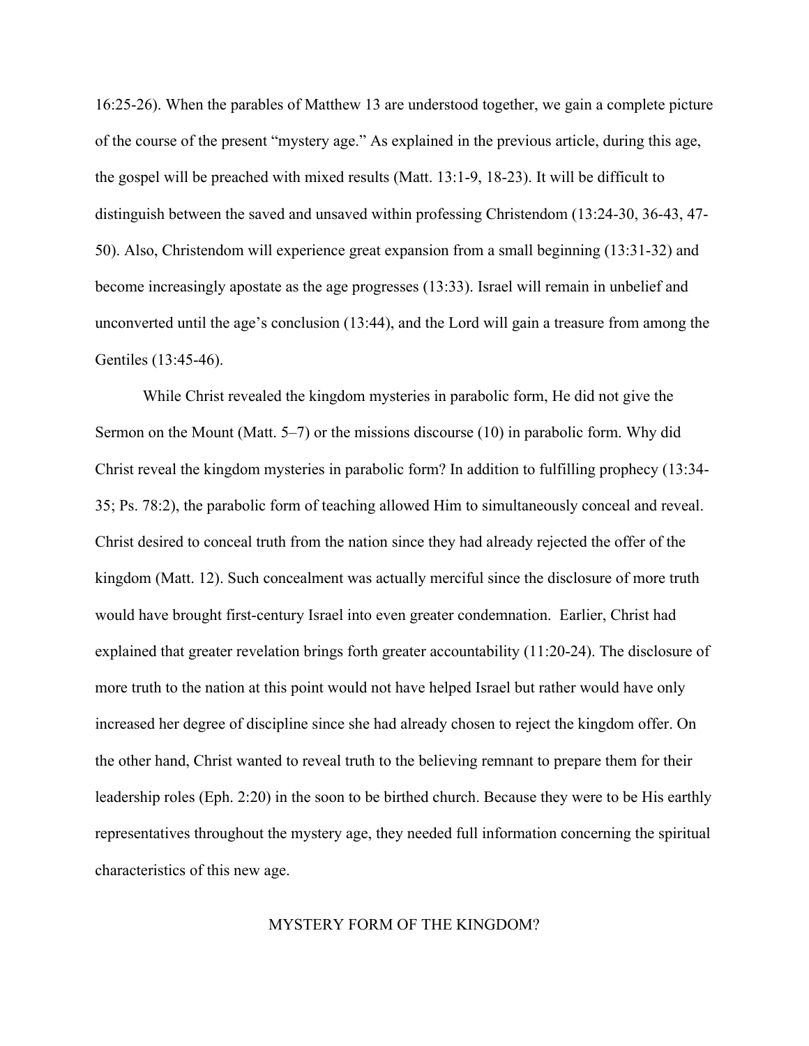16:25-26). When the parables of Matthew 13 are understood together, we gain a complete picture of the course of the present "mystery age." As explained in the previous article, during this age, the gospel will be preached with mixed results (Matt. 13:1-9, 18-23). It will be difficult to distinguish between the saved and unsaved within professing Christendom (13:24-30, 36-43, 47-50). Also, Christendom will experience great expansion from a small beginning (13:31-32) and become increasingly apostate as the age progresses (13:33). Israel will remain in unbelief and unconverted until the age's conclusion (13:44), and the Lord will gain a treasure from among the Gentiles (13:45-46).

While Christ revealed the kingdom mysteries in parabolic form, He did not give the Sermon on the Mount (Matt. 5–7) or the missions discourse (10) in parabolic form. Why did Christ reveal the kingdom mysteries in parabolic form? In addition to fulfilling prophecy (13:34-35; Ps. 78:2), the parabolic form of teaching allowed Him to simultaneously conceal and reveal. Christ desired to conceal truth from the nation since they had already rejected the offer of the kingdom (Matt. 12). Such concealment was actually merciful since the disclosure of more truth would have brought first-century Israel into even greater condemnation. Earlier, Christ had explained that greater revelation brings forth greater accountability (11:20-24). The disclosure of more truth to the nation at this point would not have helped Israel but rather would have only increased her degree of discipline since she had already chosen to reject the kingdom offer. On the other hand, Christ wanted to reveal truth to the believing remnant to prepare them for their leadership roles (Eph. 2:20) in the soon to be birthed church. Because they were to be His earthly representatives throughout the mystery age, they needed full information concerning the spiritual characteristics of this new age.

## MYSTERY FORM OF THE KINGDOM?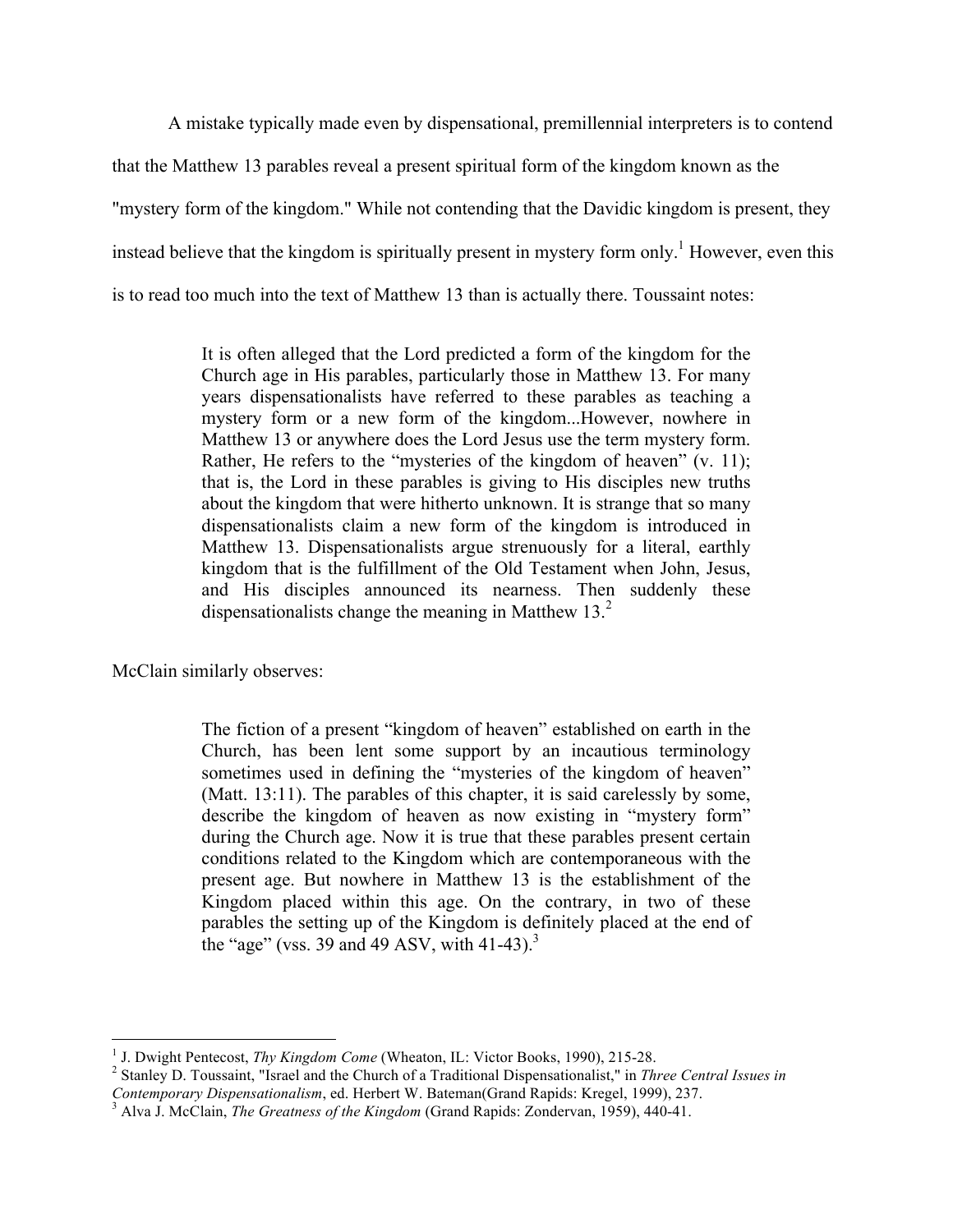A mistake typically made even by dispensational, premillennial interpreters is to contend that the Matthew 13 parables reveal a present spiritual form of the kingdom known as the "mystery form of the kingdom." While not contending that the Davidic kingdom is present, they instead believe that the kingdom is spiritually present in mystery form only.[1] However, even this is to read too much into the text of Matthew 13 than is actually there. Toussaint notes:

> It is often alleged that the Lord predicted a form of the kingdom for the Church age in His parables, particularly those in Matthew 13. For many years dispensationalists have referred to these parables as teaching a mystery form or a new form of the kingdom...However, nowhere in Matthew 13 or anywhere does the Lord Jesus use the term mystery form. Rather, He refers to the "mysteries of the kingdom of heaven" (v. 11); that is, the Lord in these parables is giving to His disciples new truths about the kingdom that were hitherto unknown. It is strange that so many dispensationalists claim a new form of the kingdom is introduced in Matthew 13. Dispensationalists argue strenuously for a literal, earthly kingdom that is the fulfillment of the Old Testament when John, Jesus, and His disciples announced its nearness. Then suddenly these dispensationalists change the meaning in Matthew 13.[2]

McClain similarly observes:

> The fiction of a present "kingdom of heaven" established on earth in the Church, has been lent some support by an incautious terminology sometimes used in defining the "mysteries of the kingdom of heaven" (Matt. 13:11). The parables of this chapter, it is said carelessly by some, describe the kingdom of heaven as now existing in "mystery form" during the Church age. Now it is true that these parables present certain conditions related to the Kingdom which are contemporaneous with the present age. But nowhere in Matthew 13 is the establishment of the Kingdom placed within this age. On the contrary, in two of these parables the setting up of the Kingdom is definitely placed at the end of the "age" (vss. 39 and 49 ASV, with 41-43).[3]

---

[1] J. Dwight Pentecost, *Thy Kingdom Come* (Wheaton, IL: Victor Books, 1990), 215-28.

[2] Stanley D. Toussaint, "Israel and the Church of a Traditional Dispensationalist," in *Three Central Issues in Contemporary Dispensationalism*, ed. Herbert W. Bateman(Grand Rapids: Kregel, 1999), 237.

[3] Alva J. McClain, *The Greatness of the Kingdom* (Grand Rapids: Zondervan, 1959), 440-41.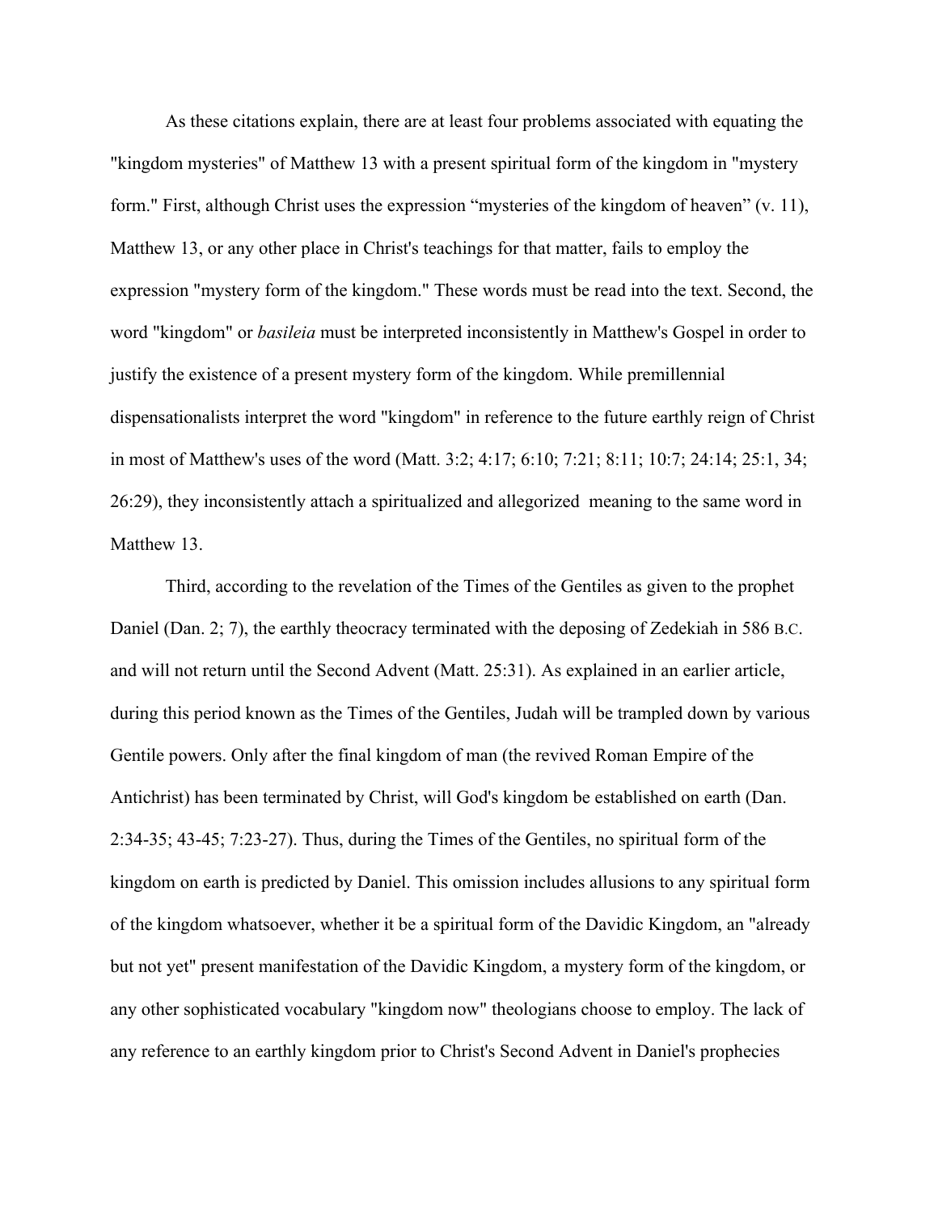As these citations explain, there are at least four problems associated with equating the "kingdom mysteries" of Matthew 13 with a present spiritual form of the kingdom in "mystery form." First, although Christ uses the expression “mysteries of the kingdom of heaven” (v. 11), Matthew 13, or any other place in Christ's teachings for that matter, fails to employ the expression "mystery form of the kingdom." These words must be read into the text. Second, the word "kingdom" or *basileia* must be interpreted inconsistently in Matthew's Gospel in order to justify the existence of a present mystery form of the kingdom. While premillennial dispensationalists interpret the word "kingdom" in reference to the future earthly reign of Christ in most of Matthew's uses of the word (Matt. 3:2; 4:17; 6:10; 7:21; 8:11; 10:7; 24:14; 25:1, 34; 26:29), they inconsistently attach a spiritualized and allegorized meaning to the same word in Matthew 13.

Third, according to the revelation of the Times of the Gentiles as given to the prophet Daniel (Dan. 2; 7), the earthly theocracy terminated with the deposing of Zedekiah in 586 B.C. and will not return until the Second Advent (Matt. 25:31). As explained in an earlier article, during this period known as the Times of the Gentiles, Judah will be trampled down by various Gentile powers. Only after the final kingdom of man (the revived Roman Empire of the Antichrist) has been terminated by Christ, will God's kingdom be established on earth (Dan. 2:34-35; 43-45; 7:23-27). Thus, during the Times of the Gentiles, no spiritual form of the kingdom on earth is predicted by Daniel. This omission includes allusions to any spiritual form of the kingdom whatsoever, whether it be a spiritual form of the Davidic Kingdom, an "already but not yet" present manifestation of the Davidic Kingdom, a mystery form of the kingdom, or any other sophisticated vocabulary "kingdom now" theologians choose to employ. The lack of any reference to an earthly kingdom prior to Christ's Second Advent in Daniel's prophecies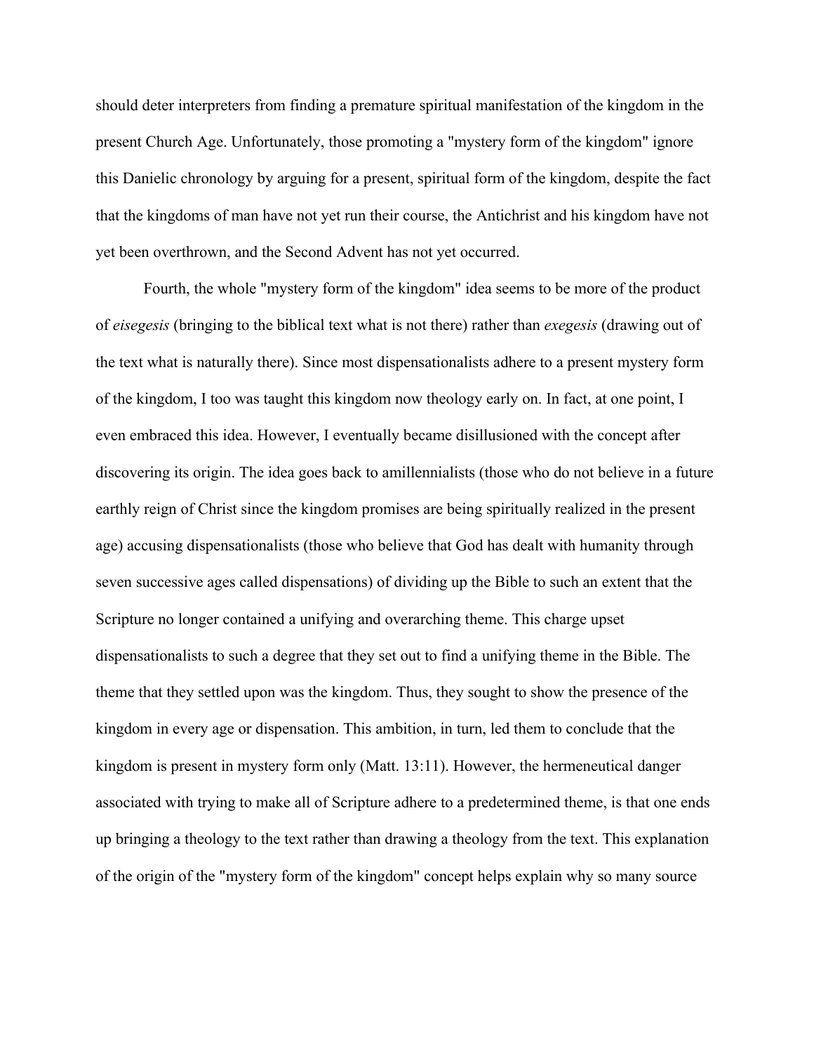should deter interpreters from finding a premature spiritual manifestation of the kingdom in the present Church Age. Unfortunately, those promoting a "mystery form of the kingdom" ignore this Danielic chronology by arguing for a present, spiritual form of the kingdom, despite the fact that the kingdoms of man have not yet run their course, the Antichrist and his kingdom have not yet been overthrown, and the Second Advent has not yet occurred.

Fourth, the whole "mystery form of the kingdom" idea seems to be more of the product of *eisegesis* (bringing to the biblical text what is not there) rather than *exegesis* (drawing out of the text what is naturally there). Since most dispensationalists adhere to a present mystery form of the kingdom, I too was taught this kingdom now theology early on. In fact, at one point, I even embraced this idea. However, I eventually became disillusioned with the concept after discovering its origin. The idea goes back to amillennialists (those who do not believe in a future earthly reign of Christ since the kingdom promises are being spiritually realized in the present age) accusing dispensationalists (those who believe that God has dealt with humanity through seven successive ages called dispensations) of dividing up the Bible to such an extent that the Scripture no longer contained a unifying and overarching theme. This charge upset dispensationalists to such a degree that they set out to find a unifying theme in the Bible. The theme that they settled upon was the kingdom. Thus, they sought to show the presence of the kingdom in every age or dispensation. This ambition, in turn, led them to conclude that the kingdom is present in mystery form only (Matt. 13:11). However, the hermeneutical danger associated with trying to make all of Scripture adhere to a predetermined theme, is that one ends up bringing a theology to the text rather than drawing a theology from the text. This explanation of the origin of the "mystery form of the kingdom" concept helps explain why so many source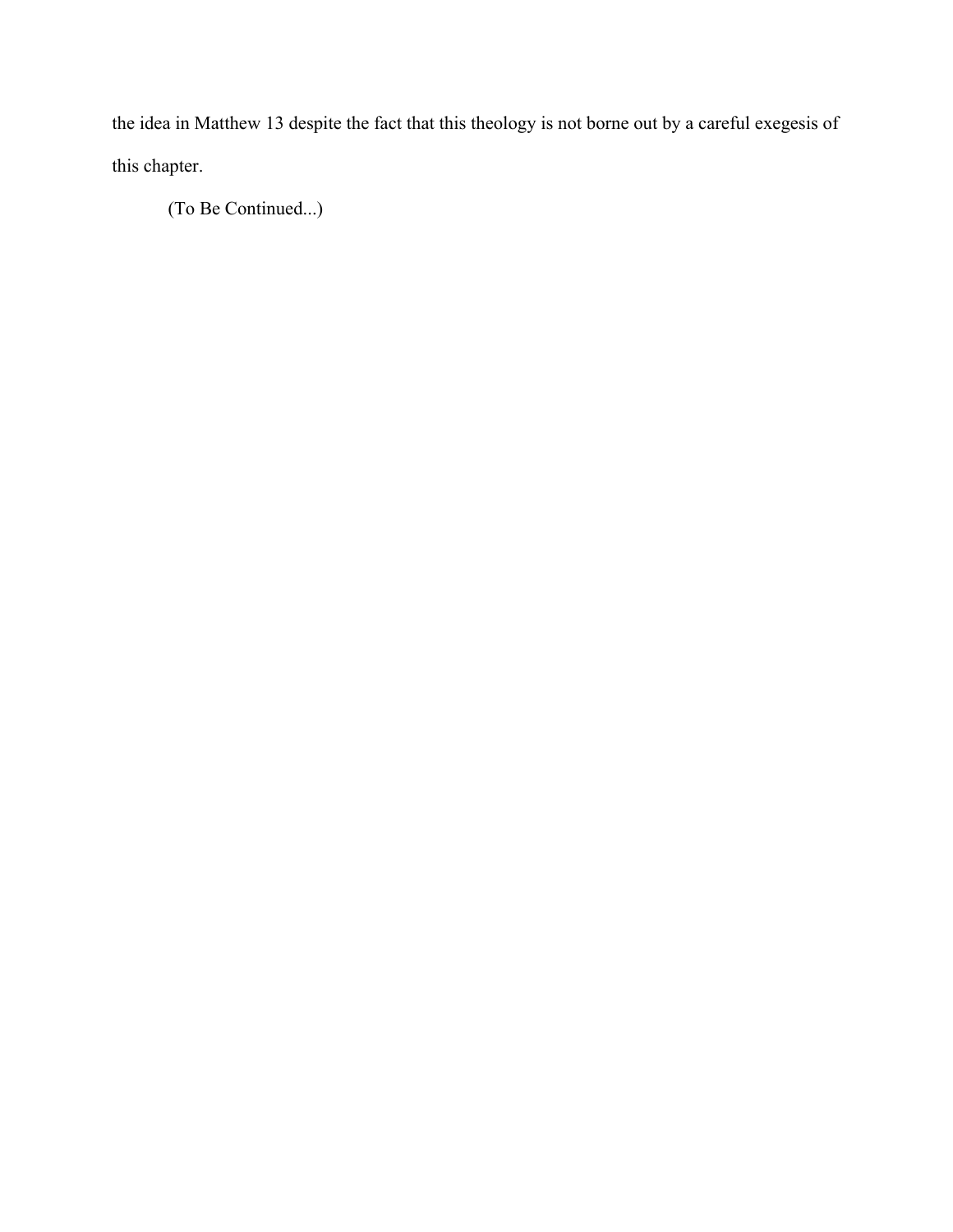the idea in Matthew 13 despite the fact that this theology is not borne out by a careful exegesis of this chapter.

(To Be Continued...)